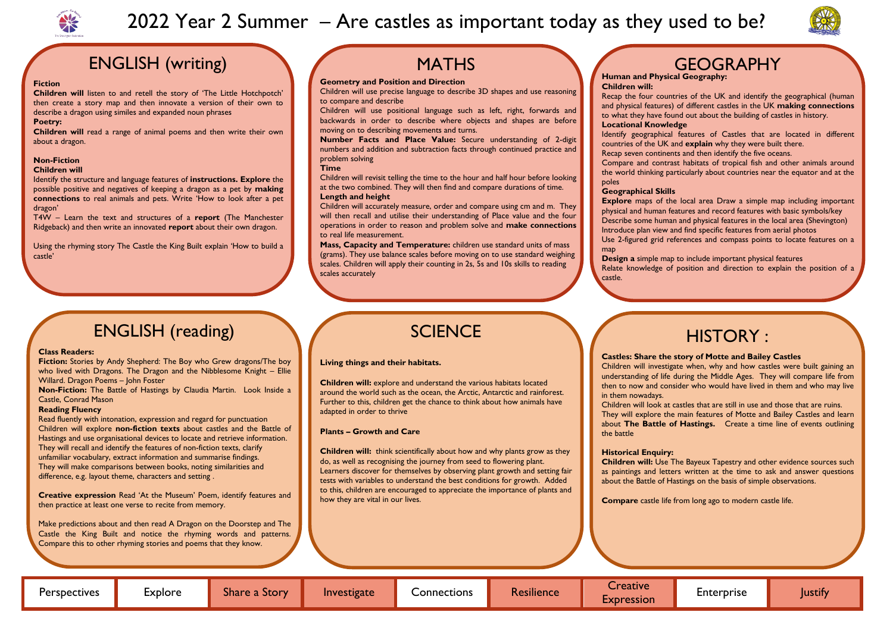# 2022 Year 2 Summer – Are castles as important today as they used to be?

## ENGLISH (writing)

**Fiction**

**Children will** listen to and retell the story of 'The Little Hotchpotch' then create a story map and then innovate a version of their own to describe a dragon using similes and expanded noun phrases

**Poetry:**

**Children will** read a range of animal poems and then write their own about a dragon.

**Non-Fiction**

**Children will**

Identify the structure and language features of **instructions. Explore** the possible positive and negatives of keeping a dragon as a pet by **making connections** to real animals and pets. Write 'How to look after a pet dragon'

T4W – Learn the text and structures of a **report** (The Manchester Ridgeback) and then write an innovated **report** about their own dragon.

Using the rhyming story The Castle the King Built explain 'How to build a castle'

## MATHS

**Geometry and Position and Direction**

Children will use precise language to describe 3D shapes and use reasoning to compare and describe

Children will use positional language such as left, right, forwards and backwards in order to describe where objects and shapes are before moving on to describing movements and turns.

**Number Facts and Place Value:** Secure understanding of 2-digit numbers and addition and subtraction facts through continued practice and problem solving

**Time**

Children will revisit telling the time to the hour and half hour before looking at the two combined. They will then find and compare durations of time.

**Length and height**

Children will accurately measure, order and compare using cm and m. They will then recall and utilise their understanding of Place value and the four operations in order to reason and problem solve and **make connections** to real life measurement.

**Mass, Capacity and Temperature:** children use standard units of mass (grams). They use balance scales before moving on to use standard weighing scales. Children will apply their counting in 2s, 5s and 10s skills to reading scales accurately

## GEOGRAPHY

**Human and Physical Geography:**

**Children will:**

Recap the four countries of the UK and identify the geographical (human and physical features) of different castles in the UK **making connections** to what they have found out about the building of castles in history.

**Locational Knowledge**

Identify geographical features of Castles that are located in different countries of the UK and **explain** why they were built there.

Recap seven continents and then identify the five oceans.

Compare and contrast habitats of tropical fish and other animals around the world thinking particularly about countries near the equator and at the poles

**Geographical Skills**

**Explore** maps of the local area Draw a simple map including important physical and human features and record features with basic symbols/key

Describe some human and physical features in the local area (Shevington)

Introduce plan view and find specific features from aerial photos

Use 2-figured grid references and compass points to locate features on a map

**Design a** simple map to include important physical features

Relate knowledge of position and direction to explain the position of a castle.

## ENGLISH (reading)

**Class Readers:**

**Fiction:** Stories by Andy Shepherd: The Boy who Grew dragons/The boy who lived with Dragons. The Dragon and the Nibblesome Knight – Ellie Willard. Dragon Poems – John Foster

**Non-Fiction:** The Battle of Hastings by Claudia Martin. Look Inside a Castle, Conrad Mason

**Reading Fluency**

Read fluently with intonation, expression and regard for punctuation

Children will explore **non-fiction texts** about castles and the Battle of Hastings and use organisational devices to locate and retrieve information.

They will recall and identify the features of non-fiction texts, clarify unfamiliar vocabulary, extract information and summarise findings.

They will make comparisons between books, noting similarities and difference, e.g. layout theme, characters and setting .

**Creative expression** Read 'At the Museum' Poem, identify features and then practice at least one verse to recite from memory.

Make predictions about and then read A Dragon on the Doorstep and The Castle the King Built and notice the rhyming words and patterns. Compare this to other rhyming stories and poems that they know.

## SCIENCE

**Living things and their habitats.**

**Children will:** explore and understand the various habitats located around the world such as the ocean, the Arctic, Antarctic and rainforest. Further to this, children get the chance to think about how animals have adapted in order to thrive

**Plants – Growth and Care**

**Children will:** think scientifically about how and why plants grow as they do, as well as recognising the journey from seed to flowering plant. Learners discover for themselves by observing plant growth and setting fair tests with variables to understand the best conditions for growth. Added to this, children are encouraged to appreciate the importance of plants and how they are vital in our lives.

## HISTORY :

**Castles: Share the story of Motte and Bailey Castles**

Children will investigate when, why and how castles were built gaining an understanding of life during the Middle Ages. They will compare life from then to now and consider who would have lived in them and who may live in them nowadays.

Children will look at castles that are still in use and those that are ruins. They will explore the main features of Motte and Bailey Castles and learn about **The Battle of Hastings.** Create a time line of events outlining the battle

**Historical Enquiry:**

**Children will:** Use The Bayeux Tapestry and other evidence sources such as paintings and letters written at the time to ask and answer questions about the Battle of Hastings on the basis of simple observations.

**Compare** castle life from long ago to modern castle life.

| Perspectives | Explore | Share a Story | Investigate | Connections | Resilience | Creative Expression | Enterprise | Justify |
|---|---|---|---|---|---|---|---|---|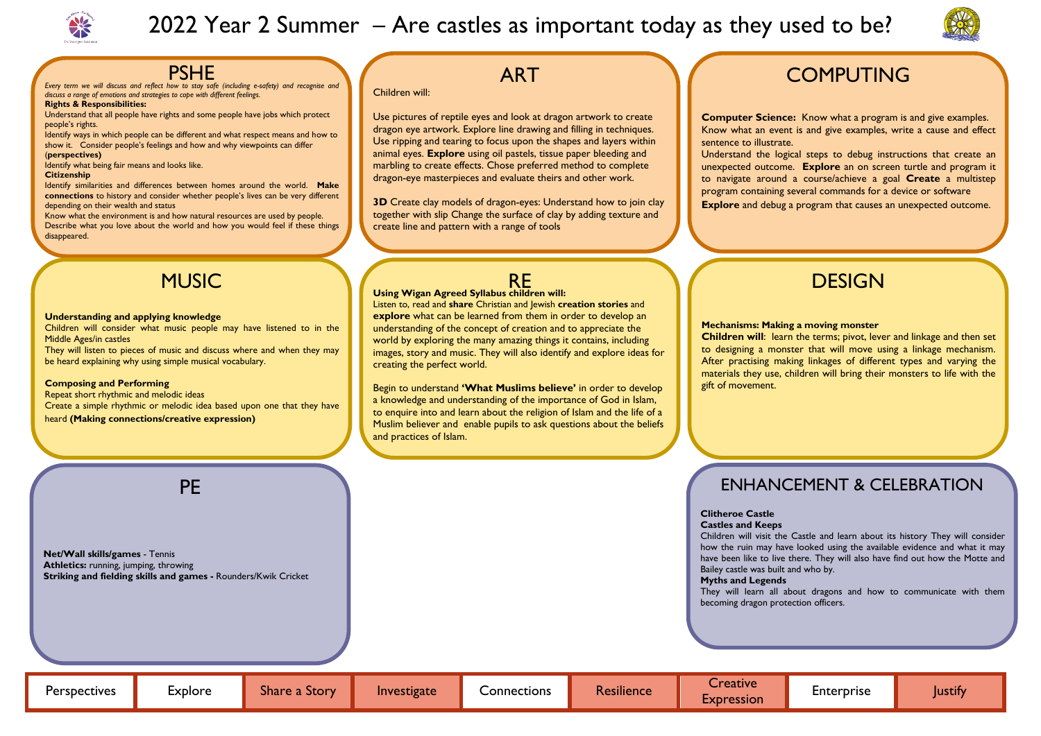# 2022 Year 2 Summer – Are castles as important today as they used to be?

## PSHE

*Every term we will discuss and reflect how to stay safe (including e-safety) and recognise and discuss a range of emotions and strategies to cope with different feelings.*

**Rights & Responsibilities:**

Understand that all people have rights and some people have jobs which protect people's rights.

Identify ways in which people can be different and what respect means and how to show it. Consider people's feelings and how and why viewpoints can differ (**perspectives)**

Identify what being fair means and looks like.

**Citizenship**

Identify similarities and differences between homes around the world. **Make connections** to history and consider whether people's lives can be very different depending on their wealth and status

Know what the environment is and how natural resources are used by people.

Describe what you love about the world and how you would feel if these things disappeared.

## ART

Children will:

Use pictures of reptile eyes and look at dragon artwork to create dragon eye artwork. Explore line drawing and filling in techniques. Use ripping and tearing to focus upon the shapes and layers within animal eyes. **Explore** using oil pastels, tissue paper bleeding and marbling to create effects. Chose preferred method to complete dragon-eye masterpieces and evaluate theirs and other work.

**3D** Create clay models of dragon-eyes: Understand how to join clay together with slip Change the surface of clay by adding texture and create line and pattern with a range of tools

## COMPUTING

**Computer Science:** Know what a program is and give examples. Know what an event is and give examples, write a cause and effect sentence to illustrate.

Understand the logical steps to debug instructions that create an unexpected outcome. **Explore** an on screen turtle and program it to navigate around a course/achieve a goal **Create** a multistep program containing several commands for a device or software

**Explore** and debug a program that causes an unexpected outcome.

## MUSIC

**Understanding and applying knowledge**

Children will consider what music people may have listened to in the Middle Ages/in castles

They will listen to pieces of music and discuss where and when they may be heard explaining why using simple musical vocabulary.

**Composing and Performing**

Repeat short rhythmic and melodic ideas

Create a simple rhythmic or melodic idea based upon one that they have heard **(Making connections/creative expression)**

## RE

**Using Wigan Agreed Syllabus children will:**

Listen to, read and **share** Christian and Jewish **creation stories** and **explore** what can be learned from them in order to develop an understanding of the concept of creation and to appreciate the world by exploring the many amazing things it contains, including images, story and music. They will also identify and explore ideas for creating the perfect world.

Begin to understand **'What Muslims believe'** in order to develop a knowledge and understanding of the importance of God in Islam, to enquire into and learn about the religion of Islam and the life of a Muslim believer and enable pupils to ask questions about the beliefs and practices of Islam.

## DESIGN

**Mechanisms: Making a moving monster**

**Children will**: learn the terms; pivot, lever and linkage and then set to designing a monster that will move using a linkage mechanism. After practising making linkages of different types and varying the materials they use, children will bring their monsters to life with the gift of movement.

## PE

**Net/Wall skills/games** - Tennis

**Athletics:** running, jumping, throwing

**Striking and fielding skills and games -** Rounders/Kwik Cricket

## ENHANCEMENT & CELEBRATION

**Clitheroe Castle**

**Castles and Keeps**

Children will visit the Castle and learn about its history They will consider how the ruin may have looked using the available evidence and what it may have been like to live there. They will also have find out how the Motte and Bailey castle was built and who by.

**Myths and Legends**

They will learn all about dragons and how to communicate with them becoming dragon protection officers.

| | | | | | | | | |
|---|---|---|---|---|---|---|---|---|
| Perspectives | Explore | Share a Story | Investigate | Connections | Resilience | Creative Expression | Enterprise | Justify |